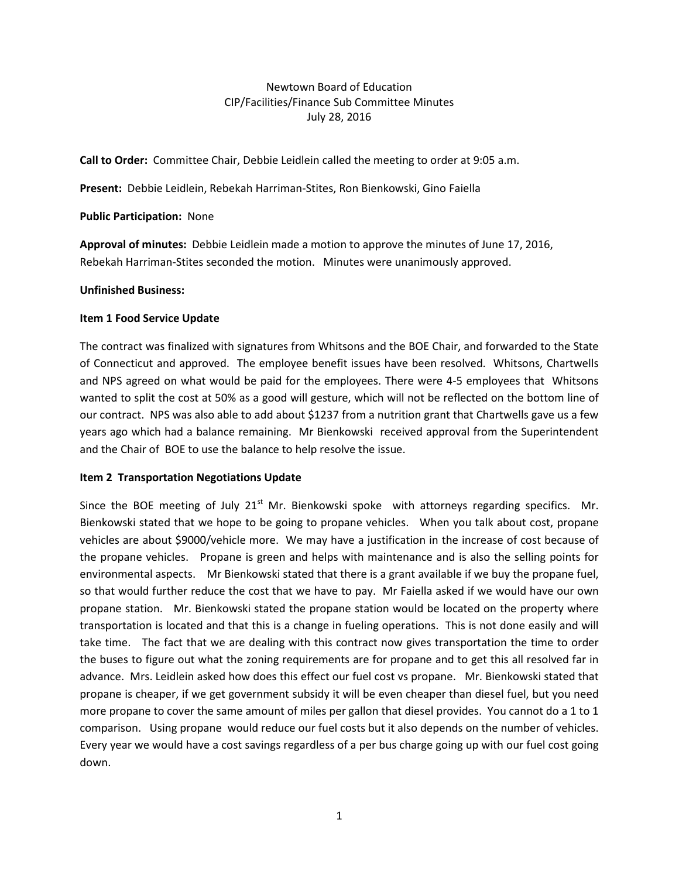Newtown Board of Education
CIP/Facilities/Finance Sub Committee Minutes
July 28, 2016

**Call to Order:** Committee Chair, Debbie Leidlein called the meeting to order at 9:05 a.m.

**Present:** Debbie Leidlein, Rebekah Harriman-Stites, Ron Bienkowski, Gino Faiella

**Public Participation:** None

**Approval of minutes:** Debbie Leidlein made a motion to approve the minutes of June 17, 2016, Rebekah Harriman-Stites seconded the motion. Minutes were unanimously approved.

**Unfinished Business:**

**Item 1 Food Service Update**

The contract was finalized with signatures from Whitsons and the BOE Chair, and forwarded to the State of Connecticut and approved. The employee benefit issues have been resolved. Whitsons, Chartwells and NPS agreed on what would be paid for the employees. There were 4-5 employees that Whitsons wanted to split the cost at 50% as a good will gesture, which will not be reflected on the bottom line of our contract. NPS was also able to add about $1237 from a nutrition grant that Chartwells gave us a few years ago which had a balance remaining. Mr Bienkowski received approval from the Superintendent and the Chair of BOE to use the balance to help resolve the issue.

**Item 2 Transportation Negotiations Update**

Since the BOE meeting of July 21st Mr. Bienkowski spoke with attorneys regarding specifics. Mr. Bienkowski stated that we hope to be going to propane vehicles. When you talk about cost, propane vehicles are about $9000/vehicle more. We may have a justification in the increase of cost because of the propane vehicles. Propane is green and helps with maintenance and is also the selling points for environmental aspects. Mr Bienkowski stated that there is a grant available if we buy the propane fuel, so that would further reduce the cost that we have to pay. Mr Faiella asked if we would have our own propane station. Mr. Bienkowski stated the propane station would be located on the property where transportation is located and that this is a change in fueling operations. This is not done easily and will take time. The fact that we are dealing with this contract now gives transportation the time to order the buses to figure out what the zoning requirements are for propane and to get this all resolved far in advance. Mrs. Leidlein asked how does this effect our fuel cost vs propane. Mr. Bienkowski stated that propane is cheaper, if we get government subsidy it will be even cheaper than diesel fuel, but you need more propane to cover the same amount of miles per gallon that diesel provides. You cannot do a 1 to 1 comparison. Using propane would reduce our fuel costs but it also depends on the number of vehicles. Every year we would have a cost savings regardless of a per bus charge going up with our fuel cost going down.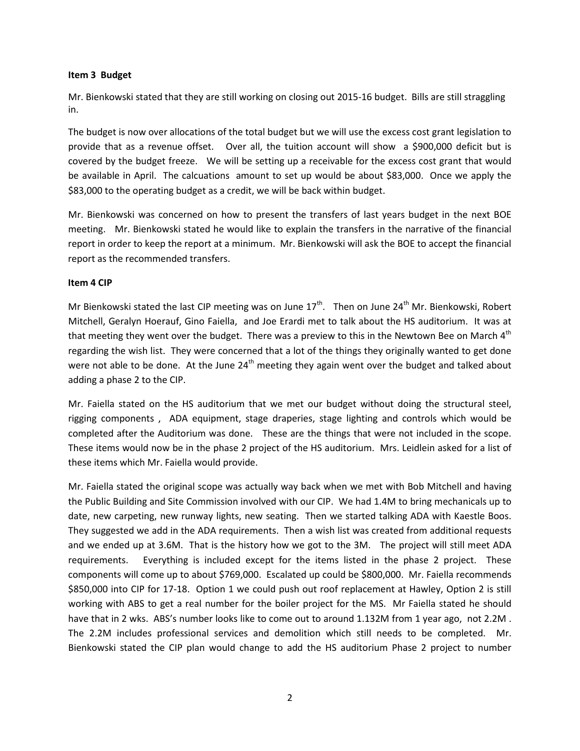**Item 3 Budget**

Mr. Bienkowski stated that they are still working on closing out 2015-16 budget. Bills are still straggling in.

The budget is now over allocations of the total budget but we will use the excess cost grant legislation to provide that as a revenue offset. Over all, the tuition account will show a $900,000 deficit but is covered by the budget freeze. We will be setting up a receivable for the excess cost grant that would be available in April. The calcuations amount to set up would be about $83,000. Once we apply the $83,000 to the operating budget as a credit, we will be back within budget.

Mr. Bienkowski was concerned on how to present the transfers of last years budget in the next BOE meeting. Mr. Bienkowski stated he would like to explain the transfers in the narrative of the financial report in order to keep the report at a minimum. Mr. Bienkowski will ask the BOE to accept the financial report as the recommended transfers.

**Item 4 CIP**

Mr Bienkowski stated the last CIP meeting was on June 17th. Then on June 24th Mr. Bienkowski, Robert Mitchell, Geralyn Hoerauf, Gino Faiella, and Joe Erardi met to talk about the HS auditorium. It was at that meeting they went over the budget. There was a preview to this in the Newtown Bee on March 4th regarding the wish list. They were concerned that a lot of the things they originally wanted to get done were not able to be done. At the June 24th meeting they again went over the budget and talked about adding a phase 2 to the CIP.

Mr. Faiella stated on the HS auditorium that we met our budget without doing the structural steel, rigging components , ADA equipment, stage draperies, stage lighting and controls which would be completed after the Auditorium was done. These are the things that were not included in the scope. These items would now be in the phase 2 project of the HS auditorium. Mrs. Leidlein asked for a list of these items which Mr. Faiella would provide.

Mr. Faiella stated the original scope was actually way back when we met with Bob Mitchell and having the Public Building and Site Commission involved with our CIP. We had 1.4M to bring mechanicals up to date, new carpeting, new runway lights, new seating. Then we started talking ADA with Kaestle Boos. They suggested we add in the ADA requirements. Then a wish list was created from additional requests and we ended up at 3.6M. That is the history how we got to the 3M. The project will still meet ADA requirements. Everything is included except for the items listed in the phase 2 project. These components will come up to about $769,000. Escalated up could be $800,000. Mr. Faiella recommends $850,000 into CIP for 17-18. Option 1 we could push out roof replacement at Hawley, Option 2 is still working with ABS to get a real number for the boiler project for the MS. Mr Faiella stated he should have that in 2 wks. ABS's number looks like to come out to around 1.132M from 1 year ago, not 2.2M . The 2.2M includes professional services and demolition which still needs to be completed. Mr. Bienkowski stated the CIP plan would change to add the HS auditorium Phase 2 project to number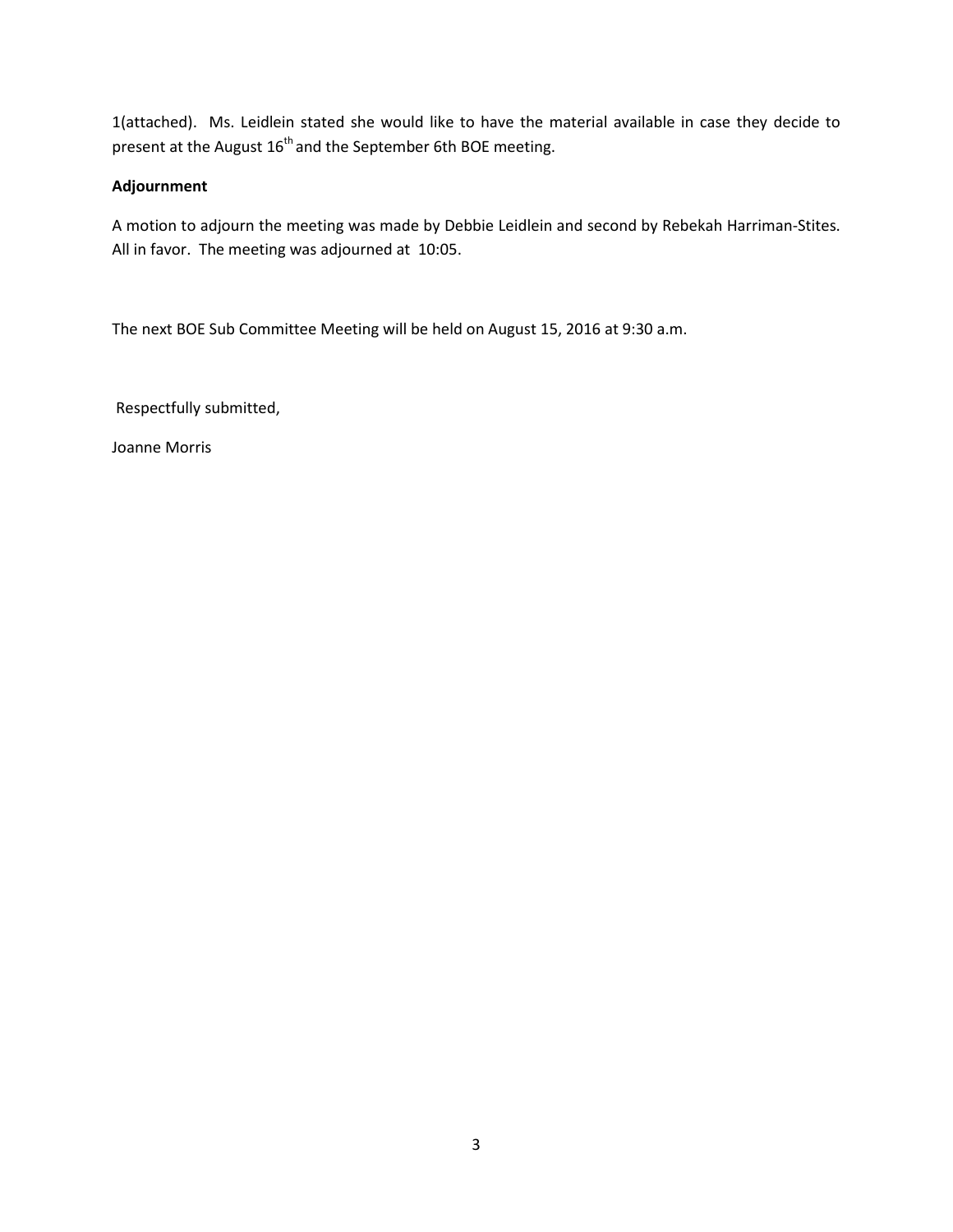1(attached). Ms. Leidlein stated she would like to have the material available in case they decide to present at the August 16th and the September 6th BOE meeting.

**Adjournment**

A motion to adjourn the meeting was made by Debbie Leidlein and second by Rebekah Harriman-Stites. All in favor. The meeting was adjourned at 10:05.

The next BOE Sub Committee Meeting will be held on August 15, 2016 at 9:30 a.m.

Respectfully submitted,

Joanne Morris